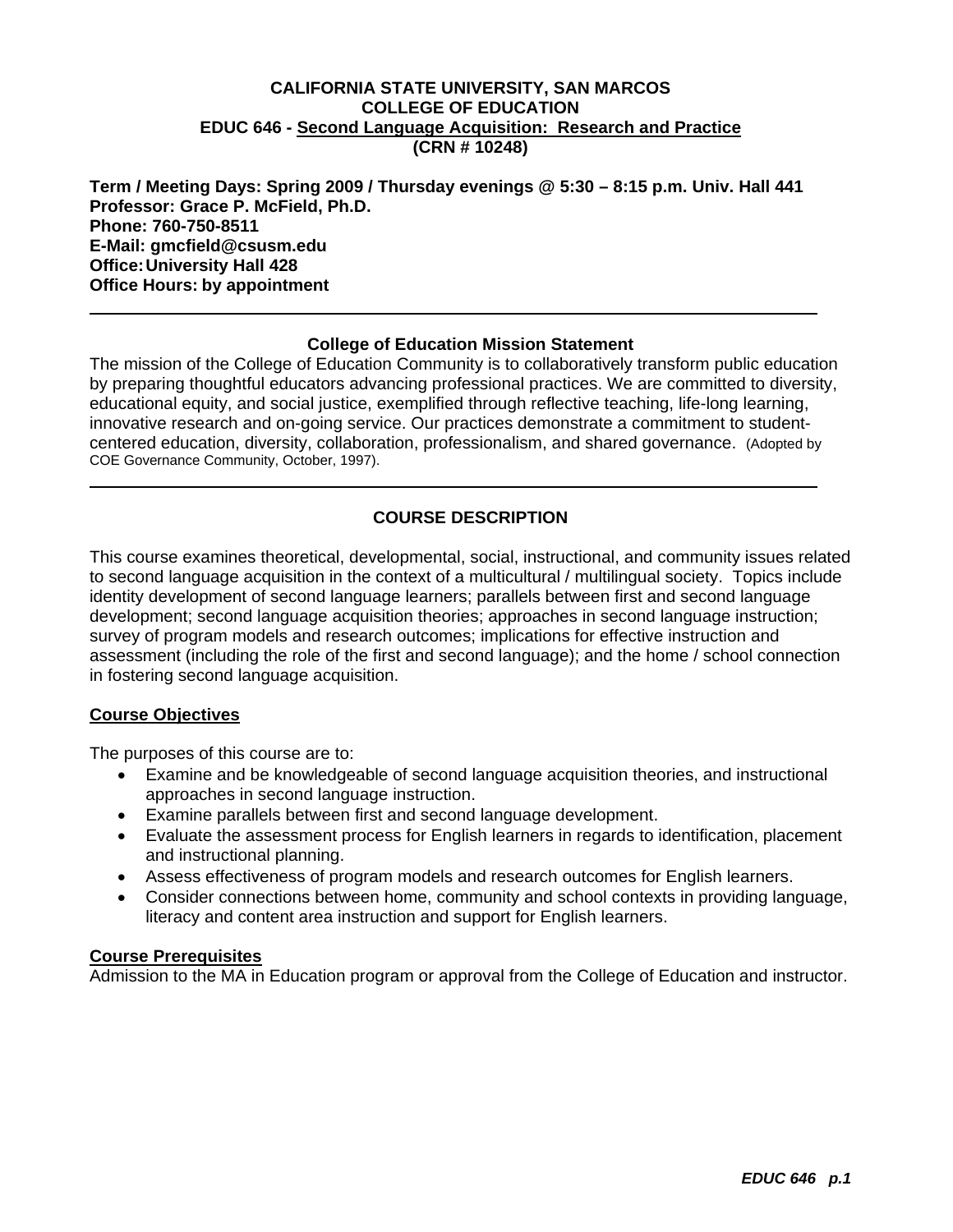**CALIFORNIA STATE UNIVERSITY, SAN MARCOS**
**COLLEGE OF EDUCATION**
**EDUC 646 - Second Language Acquisition: Research and Practice**
**(CRN # 10248)**

**Term / Meeting Days: Spring 2009 / Thursday evenings @ 5:30 – 8:15 p.m. Univ. Hall 441**
**Professor: Grace P. McField, Ph.D.**
**Phone: 760-750-8511**
**E-Mail: gmcfield@csusm.edu**
**Office: University Hall 428**
**Office Hours: by appointment**

---

### College of Education Mission Statement

The mission of the College of Education Community is to collaboratively transform public education by preparing thoughtful educators advancing professional practices. We are committed to diversity, educational equity, and social justice, exemplified through reflective teaching, life-long learning, innovative research and on-going service. Our practices demonstrate a commitment to student-centered education, diversity, collaboration, professionalism, and shared governance. (Adopted by COE Governance Community, October, 1997).

---

## COURSE DESCRIPTION

This course examines theoretical, developmental, social, instructional, and community issues related to second language acquisition in the context of a multicultural / multilingual society. Topics include identity development of second language learners; parallels between first and second language development; second language acquisition theories; approaches in second language instruction; survey of program models and research outcomes; implications for effective instruction and assessment (including the role of the first and second language); and the home / school connection in fostering second language acquisition.

### Course Objectives

The purposes of this course are to:

- Examine and be knowledgeable of second language acquisition theories, and instructional approaches in second language instruction.
- Examine parallels between first and second language development.
- Evaluate the assessment process for English learners in regards to identification, placement and instructional planning.
- Assess effectiveness of program models and research outcomes for English learners.
- Consider connections between home, community and school contexts in providing language, literacy and content area instruction and support for English learners.

### Course Prerequisites

Admission to the MA in Education program or approval from the College of Education and instructor.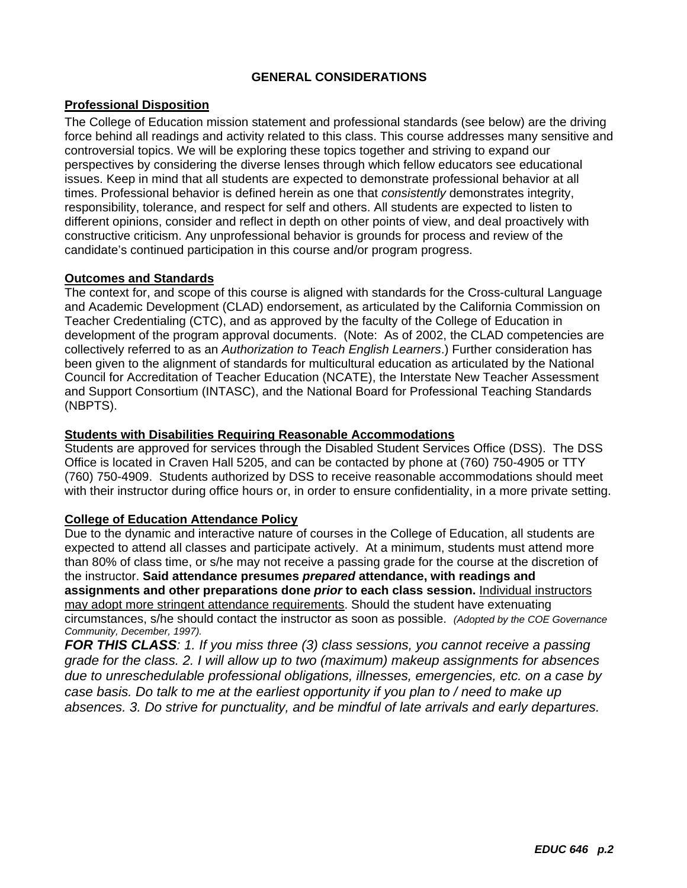## GENERAL CONSIDERATIONS

### Professional Disposition

The College of Education mission statement and professional standards (see below) are the driving force behind all readings and activity related to this class. This course addresses many sensitive and controversial topics. We will be exploring these topics together and striving to expand our perspectives by considering the diverse lenses through which fellow educators see educational issues. Keep in mind that all students are expected to demonstrate professional behavior at all times. Professional behavior is defined herein as one that *consistently* demonstrates integrity, responsibility, tolerance, and respect for self and others. All students are expected to listen to different opinions, consider and reflect in depth on other points of view, and deal proactively with constructive criticism. Any unprofessional behavior is grounds for process and review of the candidate's continued participation in this course and/or program progress.

### Outcomes and Standards

The context for, and scope of this course is aligned with standards for the Cross-cultural Language and Academic Development (CLAD) endorsement, as articulated by the California Commission on Teacher Credentialing (CTC), and as approved by the faculty of the College of Education in development of the program approval documents. (Note: As of 2002, the CLAD competencies are collectively referred to as an *Authorization to Teach English Learners*.) Further consideration has been given to the alignment of standards for multicultural education as articulated by the National Council for Accreditation of Teacher Education (NCATE), the Interstate New Teacher Assessment and Support Consortium (INTASC), and the National Board for Professional Teaching Standards (NBPTS).

### Students with Disabilities Requiring Reasonable Accommodations

Students are approved for services through the Disabled Student Services Office (DSS). The DSS Office is located in Craven Hall 5205, and can be contacted by phone at (760) 750-4905 or TTY (760) 750-4909. Students authorized by DSS to receive reasonable accommodations should meet with their instructor during office hours or, in order to ensure confidentiality, in a more private setting.

### College of Education Attendance Policy

Due to the dynamic and interactive nature of courses in the College of Education, all students are expected to attend all classes and participate actively. At a minimum, students must attend more than 80% of class time, or s/he may not receive a passing grade for the course at the discretion of the instructor. **Said attendance presumes *prepared* attendance, with readings and assignments and other preparations done *prior* to each class session.** Individual instructors may adopt more stringent attendance requirements. Should the student have extenuating circumstances, s/he should contact the instructor as soon as possible. *(Adopted by the COE Governance Community, December, 1997).*

***FOR THIS CLASS****: 1. If you miss three (3) class sessions, you cannot receive a passing grade for the class. 2. I will allow up to two (maximum) makeup assignments for absences due to unreschedulable professional obligations, illnesses, emergencies, etc. on a case by case basis. Do talk to me at the earliest opportunity if you plan to / need to make up absences. 3. Do strive for punctuality, and be mindful of late arrivals and early departures.*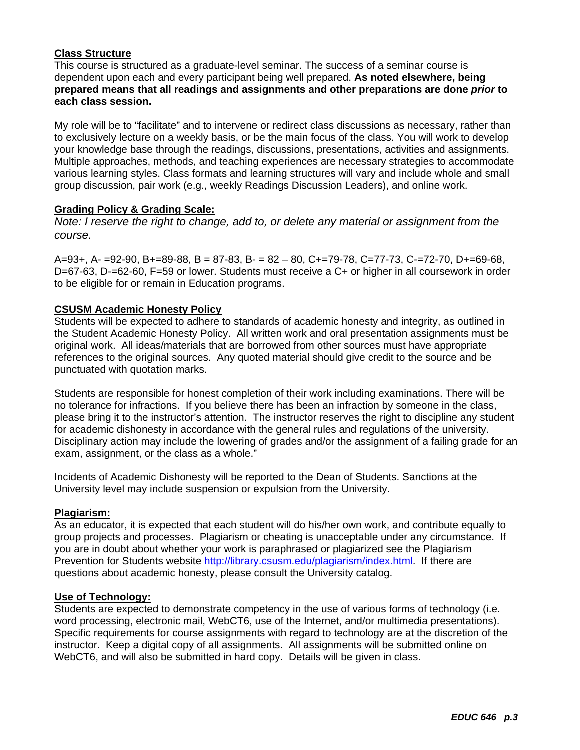## Class Structure

This course is structured as a graduate-level seminar. The success of a seminar course is dependent upon each and every participant being well prepared. **As noted elsewhere, being prepared means that all readings and assignments and other preparations are done *prior* to each class session.**

My role will be to "facilitate" and to intervene or redirect class discussions as necessary, rather than to exclusively lecture on a weekly basis, or be the main focus of the class. You will work to develop your knowledge base through the readings, discussions, presentations, activities and assignments. Multiple approaches, methods, and teaching experiences are necessary strategies to accommodate various learning styles. Class formats and learning structures will vary and include whole and small group discussion, pair work (e.g., weekly Readings Discussion Leaders), and online work.

## Grading Policy & Grading Scale:

*Note: I reserve the right to change, add to, or delete any material or assignment from the course.*

A=93+, A- =92-90, B+=89-88, B = 87-83, B- = 82 – 80, C+=79-78, C=77-73, C-=72-70, D+=69-68, D=67-63, D-=62-60, F=59 or lower. Students must receive a C+ or higher in all coursework in order to be eligible for or remain in Education programs.

## CSUSM Academic Honesty Policy

Students will be expected to adhere to standards of academic honesty and integrity, as outlined in the Student Academic Honesty Policy. All written work and oral presentation assignments must be original work. All ideas/materials that are borrowed from other sources must have appropriate references to the original sources. Any quoted material should give credit to the source and be punctuated with quotation marks.

Students are responsible for honest completion of their work including examinations. There will be no tolerance for infractions. If you believe there has been an infraction by someone in the class, please bring it to the instructor's attention. The instructor reserves the right to discipline any student for academic dishonesty in accordance with the general rules and regulations of the university. Disciplinary action may include the lowering of grades and/or the assignment of a failing grade for an exam, assignment, or the class as a whole."

Incidents of Academic Dishonesty will be reported to the Dean of Students. Sanctions at the University level may include suspension or expulsion from the University.

## Plagiarism:

As an educator, it is expected that each student will do his/her own work, and contribute equally to group projects and processes. Plagiarism or cheating is unacceptable under any circumstance. If you are in doubt about whether your work is paraphrased or plagiarized see the Plagiarism Prevention for Students website http://library.csusm.edu/plagiarism/index.html. If there are questions about academic honesty, please consult the University catalog.

## Use of Technology:

Students are expected to demonstrate competency in the use of various forms of technology (i.e. word processing, electronic mail, WebCT6, use of the Internet, and/or multimedia presentations). Specific requirements for course assignments with regard to technology are at the discretion of the instructor. Keep a digital copy of all assignments. All assignments will be submitted online on WebCT6, and will also be submitted in hard copy. Details will be given in class.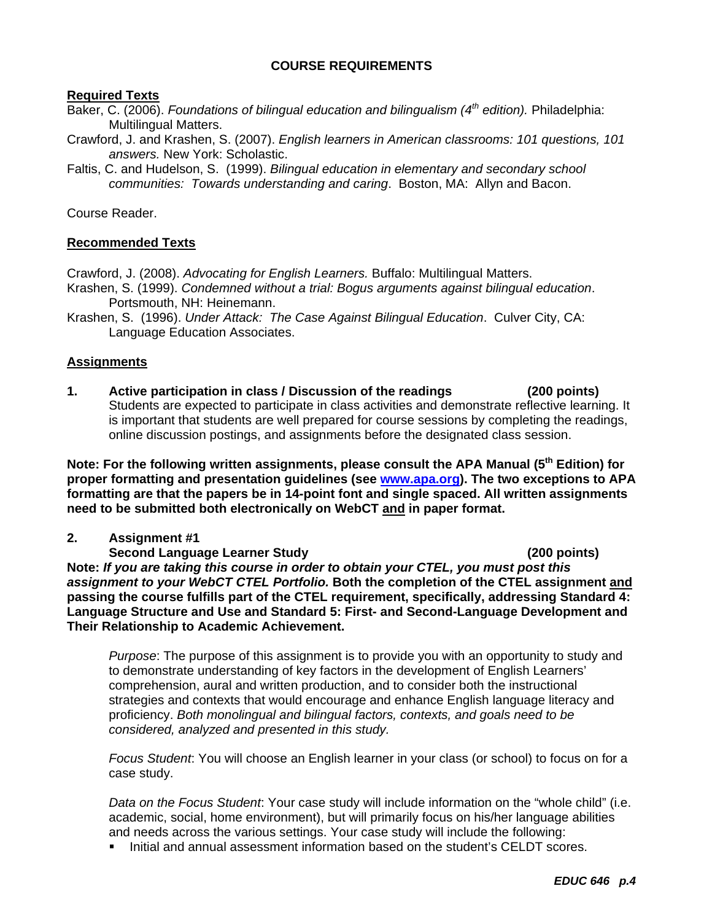## COURSE REQUIREMENTS

**Required Texts**

Baker, C. (2006). *Foundations of bilingual education and bilingualism (4th edition).* Philadelphia: Multilingual Matters.

Crawford, J. and Krashen, S. (2007). *English learners in American classrooms: 101 questions, 101 answers.* New York: Scholastic.

Faltis, C. and Hudelson, S. (1999). *Bilingual education in elementary and secondary school communities: Towards understanding and caring*. Boston, MA: Allyn and Bacon.

Course Reader.

**Recommended Texts**

Crawford, J. (2008). *Advocating for English Learners.* Buffalo: Multilingual Matters.

Krashen, S. (1999). *Condemned without a trial: Bogus arguments against bilingual education*. Portsmouth, NH: Heinemann.

Krashen, S. (1996). *Under Attack: The Case Against Bilingual Education*. Culver City, CA: Language Education Associates.

**Assignments**

**1. Active participation in class / Discussion of the readings (200 points)**
Students are expected to participate in class activities and demonstrate reflective learning. It is important that students are well prepared for course sessions by completing the readings, online discussion postings, and assignments before the designated class session.

**Note: For the following written assignments, please consult the APA Manual (5th Edition) for proper formatting and presentation guidelines (see [www.apa.org](http://www.apa.org)). The two exceptions to APA formatting are that the papers be in 14-point font and single spaced. All written assignments need to be submitted both electronically on WebCT and in paper format.**

**2. Assignment #1**
**Second Language Learner Study (200 points)**

**Note: *If you are taking this course in order to obtain your CTEL, you must post this assignment to your WebCT CTEL Portfolio.* Both the completion of the CTEL assignment and passing the course fulfills part of the CTEL requirement, specifically, addressing Standard 4: Language Structure and Use and Standard 5: First- and Second-Language Development and Their Relationship to Academic Achievement.**

*Purpose*: The purpose of this assignment is to provide you with an opportunity to study and to demonstrate understanding of key factors in the development of English Learners' comprehension, aural and written production, and to consider both the instructional strategies and contexts that would encourage and enhance English language literacy and proficiency. *Both monolingual and bilingual factors, contexts, and goals need to be considered, analyzed and presented in this study.*

*Focus Student*: You will choose an English learner in your class (or school) to focus on for a case study.

*Data on the Focus Student*: Your case study will include information on the "whole child" (i.e. academic, social, home environment), but will primarily focus on his/her language abilities and needs across the various settings. Your case study will include the following:

- Initial and annual assessment information based on the student's CELDT scores.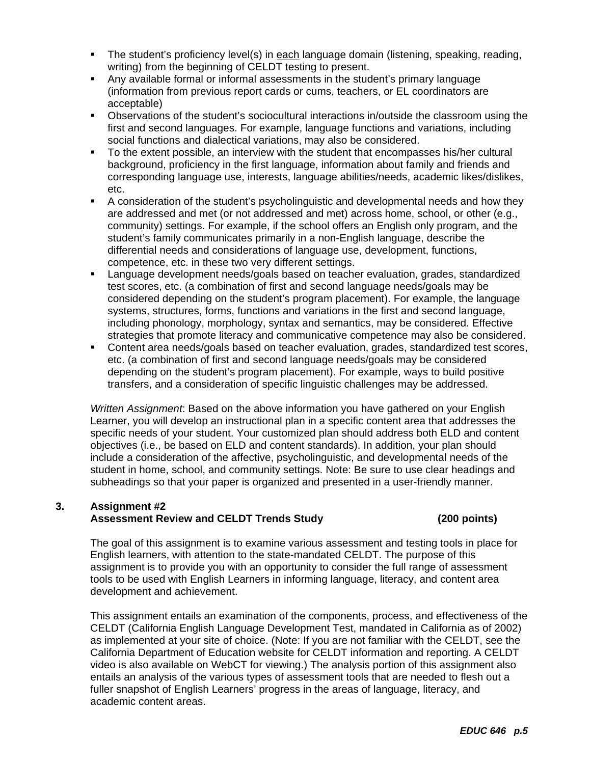- The student's proficiency level(s) in <u>each</u> language domain (listening, speaking, reading, writing) from the beginning of CELDT testing to present.
- Any available formal or informal assessments in the student's primary language (information from previous report cards or cums, teachers, or EL coordinators are acceptable)
- Observations of the student's sociocultural interactions in/outside the classroom using the first and second languages. For example, language functions and variations, including social functions and dialectical variations, may also be considered.
- To the extent possible, an interview with the student that encompasses his/her cultural background, proficiency in the first language, information about family and friends and corresponding language use, interests, language abilities/needs, academic likes/dislikes, etc.
- A consideration of the student's psycholinguistic and developmental needs and how they are addressed and met (or not addressed and met) across home, school, or other (e.g., community) settings. For example, if the school offers an English only program, and the student's family communicates primarily in a non-English language, describe the differential needs and considerations of language use, development, functions, competence, etc. in these two very different settings.
- Language development needs/goals based on teacher evaluation, grades, standardized test scores, etc. (a combination of first and second language needs/goals may be considered depending on the student's program placement). For example, the language systems, structures, forms, functions and variations in the first and second language, including phonology, morphology, syntax and semantics, may be considered. Effective strategies that promote literacy and communicative competence may also be considered.
- Content area needs/goals based on teacher evaluation, grades, standardized test scores, etc. (a combination of first and second language needs/goals may be considered depending on the student's program placement). For example, ways to build positive transfers, and a consideration of specific linguistic challenges may be addressed.

*Written Assignment*: Based on the above information you have gathered on your English Learner, you will develop an instructional plan in a specific content area that addresses the specific needs of your student. Your customized plan should address both ELD and content objectives (i.e., be based on ELD and content standards). In addition, your plan should include a consideration of the affective, psycholinguistic, and developmental needs of the student in home, school, and community settings. Note: Be sure to use clear headings and subheadings so that your paper is organized and presented in a user-friendly manner.

**3. Assignment #2**
**Assessment Review and CELDT Trends Study (200 points)**

The goal of this assignment is to examine various assessment and testing tools in place for English learners, with attention to the state-mandated CELDT. The purpose of this assignment is to provide you with an opportunity to consider the full range of assessment tools to be used with English Learners in informing language, literacy, and content area development and achievement.

This assignment entails an examination of the components, process, and effectiveness of the CELDT (California English Language Development Test, mandated in California as of 2002) as implemented at your site of choice. (Note: If you are not familiar with the CELDT, see the California Department of Education website for CELDT information and reporting. A CELDT video is also available on WebCT for viewing.) The analysis portion of this assignment also entails an analysis of the various types of assessment tools that are needed to flesh out a fuller snapshot of English Learners' progress in the areas of language, literacy, and academic content areas.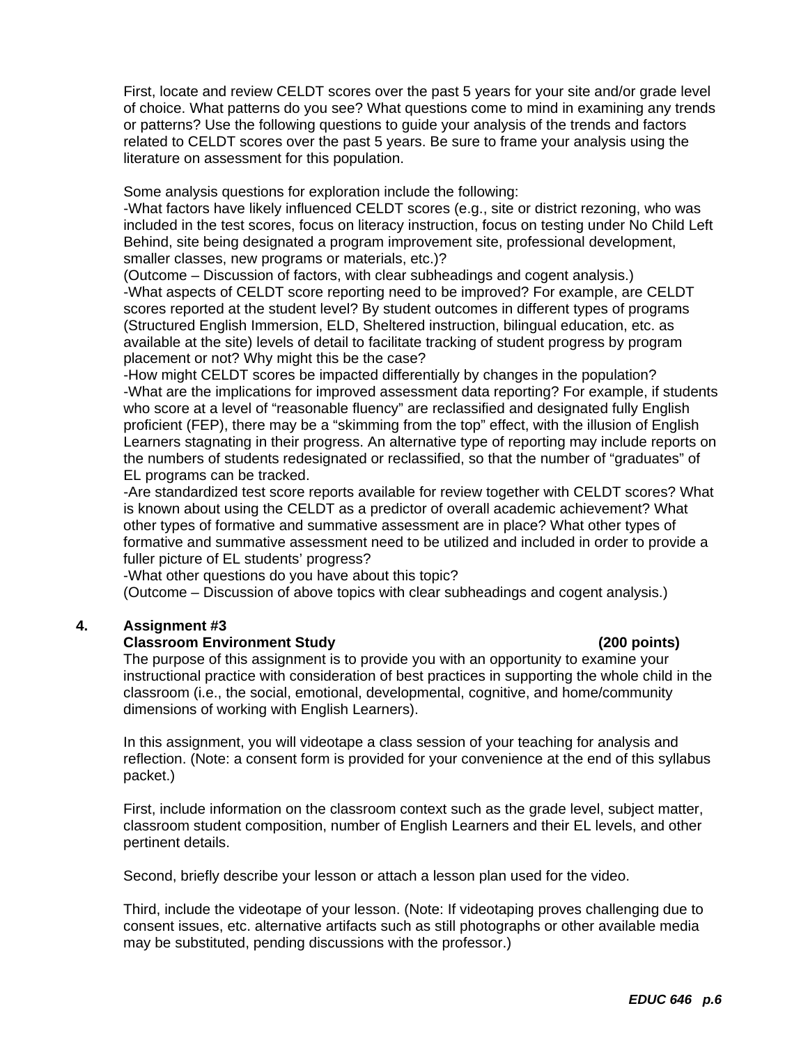First, locate and review CELDT scores over the past 5 years for your site and/or grade level of choice. What patterns do you see? What questions come to mind in examining any trends or patterns? Use the following questions to guide your analysis of the trends and factors related to CELDT scores over the past 5 years. Be sure to frame your analysis using the literature on assessment for this population.

Some analysis questions for exploration include the following:
-What factors have likely influenced CELDT scores (e.g., site or district rezoning, who was included in the test scores, focus on literacy instruction, focus on testing under No Child Left Behind, site being designated a program improvement site, professional development, smaller classes, new programs or materials, etc.)?
(Outcome – Discussion of factors, with clear subheadings and cogent analysis.)
-What aspects of CELDT score reporting need to be improved? For example, are CELDT scores reported at the student level? By student outcomes in different types of programs (Structured English Immersion, ELD, Sheltered instruction, bilingual education, etc. as available at the site) levels of detail to facilitate tracking of student progress by program placement or not? Why might this be the case?
-How might CELDT scores be impacted differentially by changes in the population?
-What are the implications for improved assessment data reporting? For example, if students who score at a level of "reasonable fluency" are reclassified and designated fully English proficient (FEP), there may be a "skimming from the top" effect, with the illusion of English Learners stagnating in their progress. An alternative type of reporting may include reports on the numbers of students redesignated or reclassified, so that the number of "graduates" of EL programs can be tracked.
-Are standardized test score reports available for review together with CELDT scores? What is known about using the CELDT as a predictor of overall academic achievement? What other types of formative and summative assessment are in place? What other types of formative and summative assessment need to be utilized and included in order to provide a fuller picture of EL students' progress?
-What other questions do you have about this topic?
(Outcome – Discussion of above topics with clear subheadings and cogent analysis.)

4. **Assignment #3**
**Classroom Environment Study (200 points)**

The purpose of this assignment is to provide you with an opportunity to examine your instructional practice with consideration of best practices in supporting the whole child in the classroom (i.e., the social, emotional, developmental, cognitive, and home/community dimensions of working with English Learners).

In this assignment, you will videotape a class session of your teaching for analysis and reflection. (Note: a consent form is provided for your convenience at the end of this syllabus packet.)

First, include information on the classroom context such as the grade level, subject matter, classroom student composition, number of English Learners and their EL levels, and other pertinent details.

Second, briefly describe your lesson or attach a lesson plan used for the video.

Third, include the videotape of your lesson. (Note: If videotaping proves challenging due to consent issues, etc. alternative artifacts such as still photographs or other available media may be substituted, pending discussions with the professor.)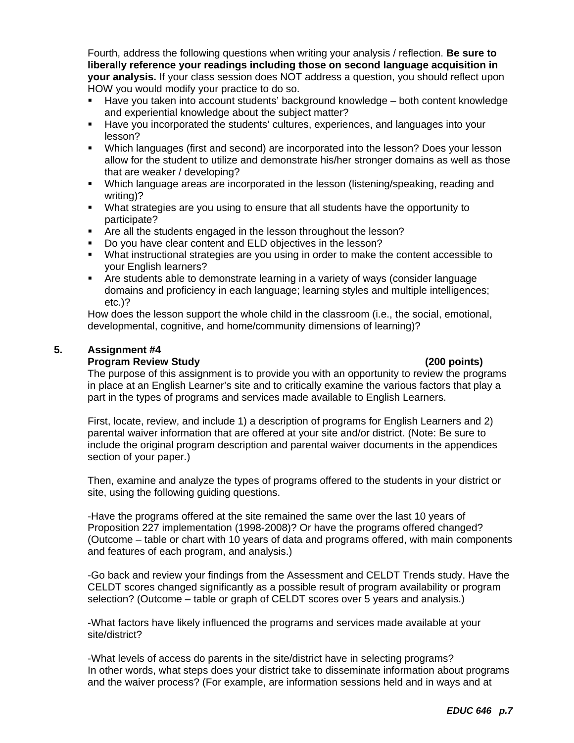Fourth, address the following questions when writing your analysis / reflection. **Be sure to liberally reference your readings including those on second language acquisition in your analysis.** If your class session does NOT address a question, you should reflect upon HOW you would modify your practice to do so.

- Have you taken into account students' background knowledge – both content knowledge and experiential knowledge about the subject matter?
- Have you incorporated the students' cultures, experiences, and languages into your lesson?
- Which languages (first and second) are incorporated into the lesson? Does your lesson allow for the student to utilize and demonstrate his/her stronger domains as well as those that are weaker / developing?
- Which language areas are incorporated in the lesson (listening/speaking, reading and writing)?
- What strategies are you using to ensure that all students have the opportunity to participate?
- Are all the students engaged in the lesson throughout the lesson?
- Do you have clear content and ELD objectives in the lesson?
- What instructional strategies are you using in order to make the content accessible to your English learners?
- Are students able to demonstrate learning in a variety of ways (consider language domains and proficiency in each language; learning styles and multiple intelligences; etc.)?

How does the lesson support the whole child in the classroom (i.e., the social, emotional, developmental, cognitive, and home/community dimensions of learning)?

**5. Assignment #4**
**Program Review Study (200 points)**

The purpose of this assignment is to provide you with an opportunity to review the programs in place at an English Learner's site and to critically examine the various factors that play a part in the types of programs and services made available to English Learners.

First, locate, review, and include 1) a description of programs for English Learners and 2) parental waiver information that are offered at your site and/or district. (Note: Be sure to include the original program description and parental waiver documents in the appendices section of your paper.)

Then, examine and analyze the types of programs offered to the students in your district or site, using the following guiding questions.

-Have the programs offered at the site remained the same over the last 10 years of Proposition 227 implementation (1998-2008)? Or have the programs offered changed? (Outcome – table or chart with 10 years of data and programs offered, with main components and features of each program, and analysis.)

-Go back and review your findings from the Assessment and CELDT Trends study. Have the CELDT scores changed significantly as a possible result of program availability or program selection? (Outcome – table or graph of CELDT scores over 5 years and analysis.)

-What factors have likely influenced the programs and services made available at your site/district?

-What levels of access do parents in the site/district have in selecting programs? In other words, what steps does your district take to disseminate information about programs and the waiver process? (For example, are information sessions held and in ways and at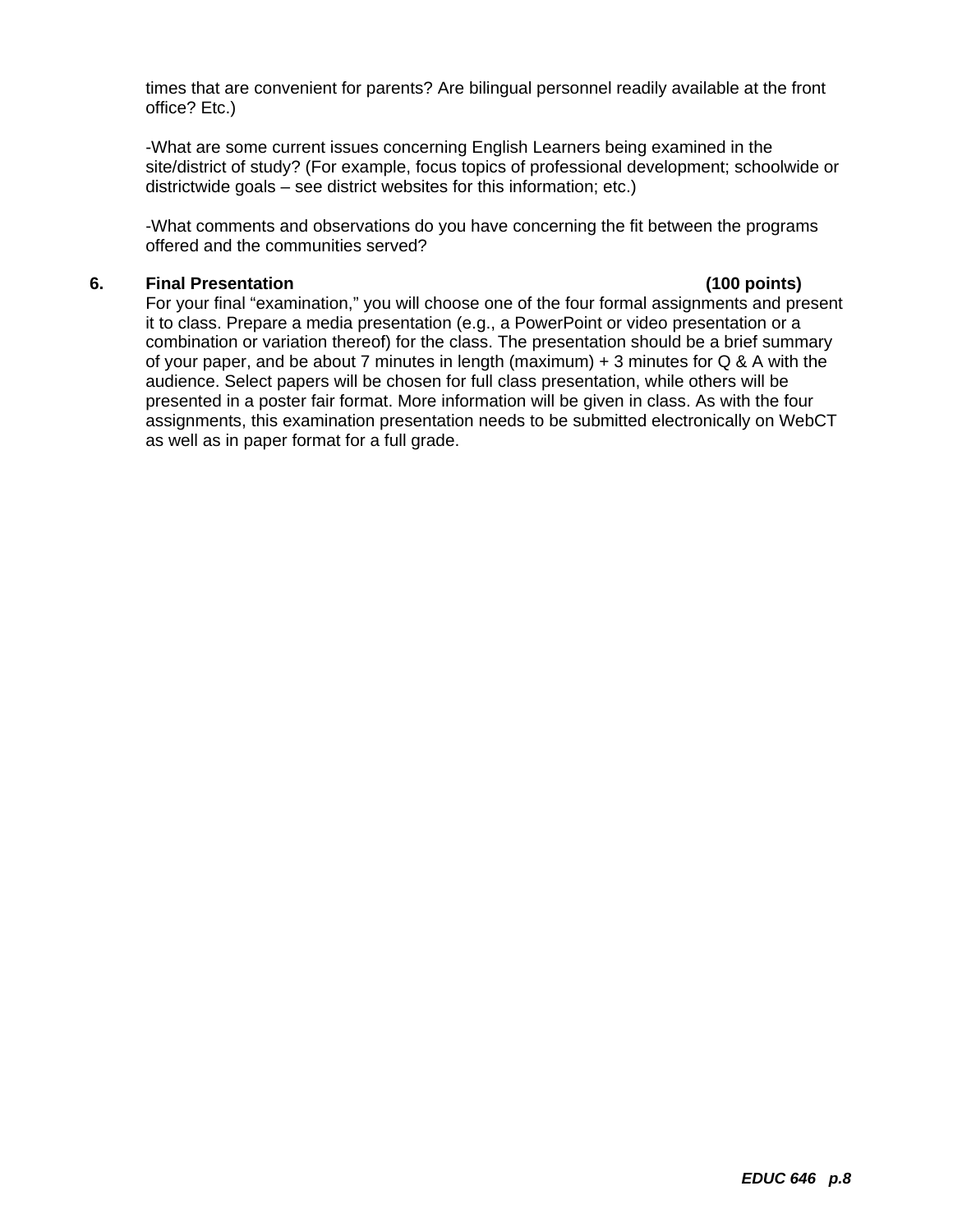times that are convenient for parents? Are bilingual personnel readily available at the front office? Etc.)

-What are some current issues concerning English Learners being examined in the site/district of study? (For example, focus topics of professional development; schoolwide or districtwide goals – see district websites for this information; etc.)

-What comments and observations do you have concerning the fit between the programs offered and the communities served?

**6. Final Presentation (100 points)**

For your final "examination," you will choose one of the four formal assignments and present it to class. Prepare a media presentation (e.g., a PowerPoint or video presentation or a combination or variation thereof) for the class. The presentation should be a brief summary of your paper, and be about 7 minutes in length (maximum) + 3 minutes for Q & A with the audience. Select papers will be chosen for full class presentation, while others will be presented in a poster fair format. More information will be given in class. As with the four assignments, this examination presentation needs to be submitted electronically on WebCT as well as in paper format for a full grade.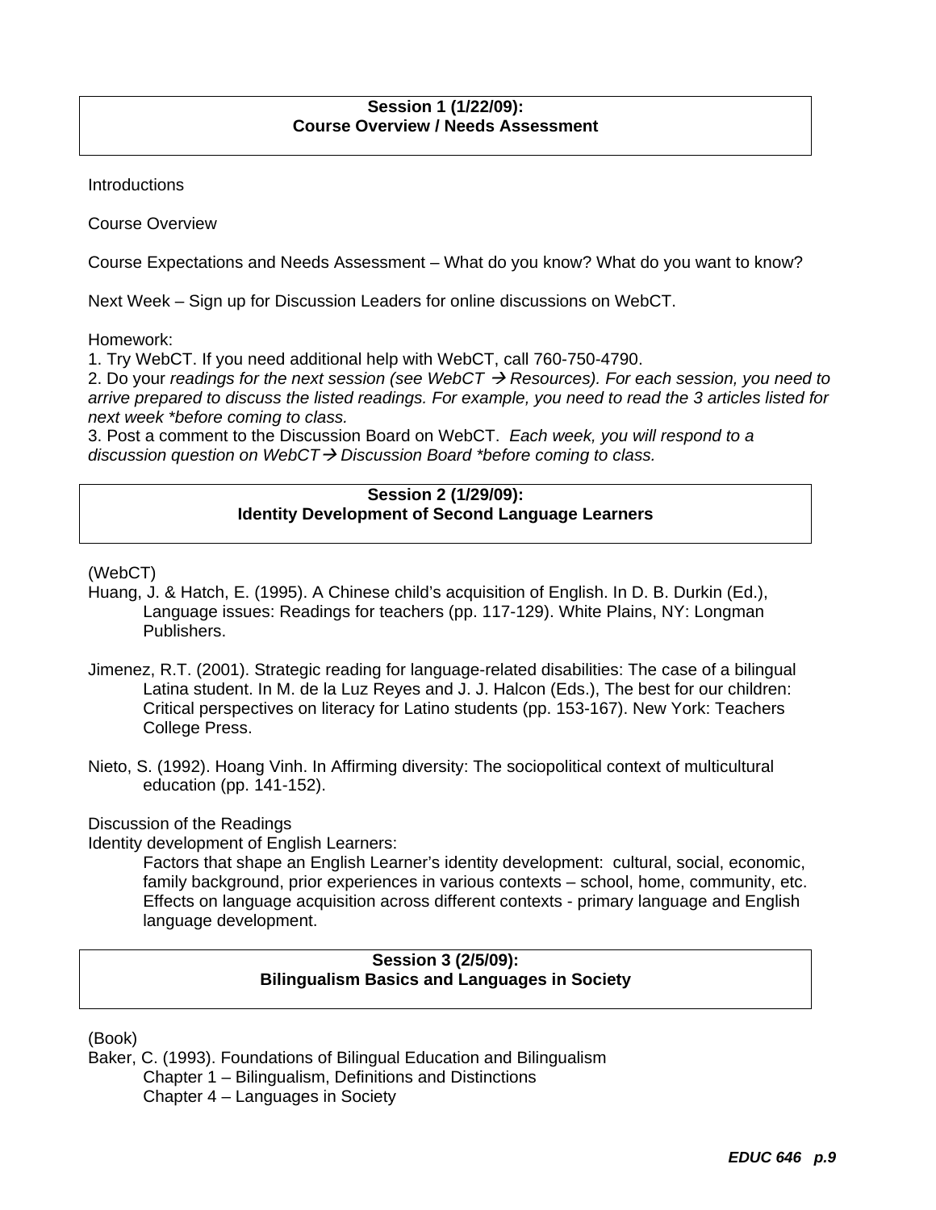**Session 1 (1/22/09):**
**Course Overview / Needs Assessment**

Introductions

Course Overview

Course Expectations and Needs Assessment – What do you know? What do you want to know?

Next Week – Sign up for Discussion Leaders for online discussions on WebCT.

Homework:
1. Try WebCT. If you need additional help with WebCT, call 760-750-4790.
2. Do your *readings for the next session (see WebCT → Resources). For each session, you need to arrive prepared to discuss the listed readings. For example, you need to read the 3 articles listed for next week *before coming to class.*
3. Post a comment to the Discussion Board on WebCT. *Each week, you will respond to a discussion question on WebCT→ Discussion Board *before coming to class.*

**Session 2 (1/29/09):**
**Identity Development of Second Language Learners**

(WebCT)

Huang, J. & Hatch, E. (1995). A Chinese child's acquisition of English. In D. B. Durkin (Ed.), Language issues: Readings for teachers (pp. 117-129). White Plains, NY: Longman Publishers.

Jimenez, R.T. (2001). Strategic reading for language-related disabilities: The case of a bilingual Latina student. In M. de la Luz Reyes and J. J. Halcon (Eds.), The best for our children: Critical perspectives on literacy for Latino students (pp. 153-167). New York: Teachers College Press.

Nieto, S. (1992). Hoang Vinh. In Affirming diversity: The sociopolitical context of multicultural education (pp. 141-152).

Discussion of the Readings

Identity development of English Learners:

Factors that shape an English Learner's identity development: cultural, social, economic, family background, prior experiences in various contexts – school, home, community, etc. Effects on language acquisition across different contexts - primary language and English language development.

**Session 3 (2/5/09):**
**Bilingualism Basics and Languages in Society**

(Book)

Baker, C. (1993). Foundations of Bilingual Education and Bilingualism

Chapter 1 – Bilingualism, Definitions and Distinctions

Chapter 4 – Languages in Society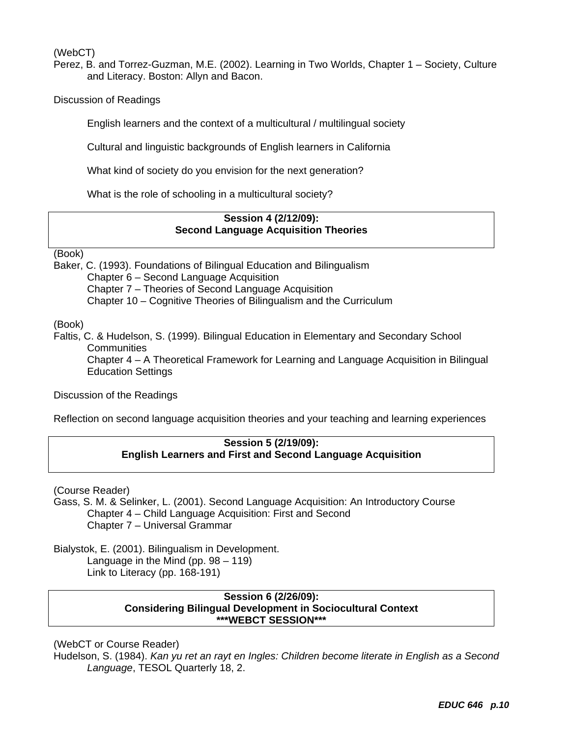(WebCT)
Perez, B. and Torrez-Guzman, M.E. (2002). Learning in Two Worlds, Chapter 1 – Society, Culture and Literacy. Boston: Allyn and Bacon.

Discussion of Readings

English learners and the context of a multicultural / multilingual society

Cultural and linguistic backgrounds of English learners in California

What kind of society do you envision for the next generation?

What is the role of schooling in a multicultural society?

**Session 4 (2/12/09):**
**Second Language Acquisition Theories**

(Book)
Baker, C. (1993). Foundations of Bilingual Education and Bilingualism
Chapter 6 – Second Language Acquisition
Chapter 7 – Theories of Second Language Acquisition
Chapter 10 – Cognitive Theories of Bilingualism and the Curriculum

(Book)
Faltis, C. & Hudelson, S. (1999). Bilingual Education in Elementary and Secondary School Communities
Chapter 4 – A Theoretical Framework for Learning and Language Acquisition in Bilingual Education Settings

Discussion of the Readings

Reflection on second language acquisition theories and your teaching and learning experiences

**Session 5 (2/19/09):**
**English Learners and First and Second Language Acquisition**

(Course Reader)
Gass, S. M. & Selinker, L. (2001). Second Language Acquisition: An Introductory Course
Chapter 4 – Child Language Acquisition: First and Second
Chapter 7 – Universal Grammar

Bialystok, E. (2001). Bilingualism in Development.
Language in the Mind (pp. 98 – 119)
Link to Literacy (pp. 168-191)

**Session 6 (2/26/09):**
**Considering Bilingual Development in Sociocultural Context**
**\*\*\*WEBCT SESSION\*\*\***

(WebCT or Course Reader)
Hudelson, S. (1984). *Kan yu ret an rayt en Ingles: Children become literate in English as a Second Language*, TESOL Quarterly 18, 2.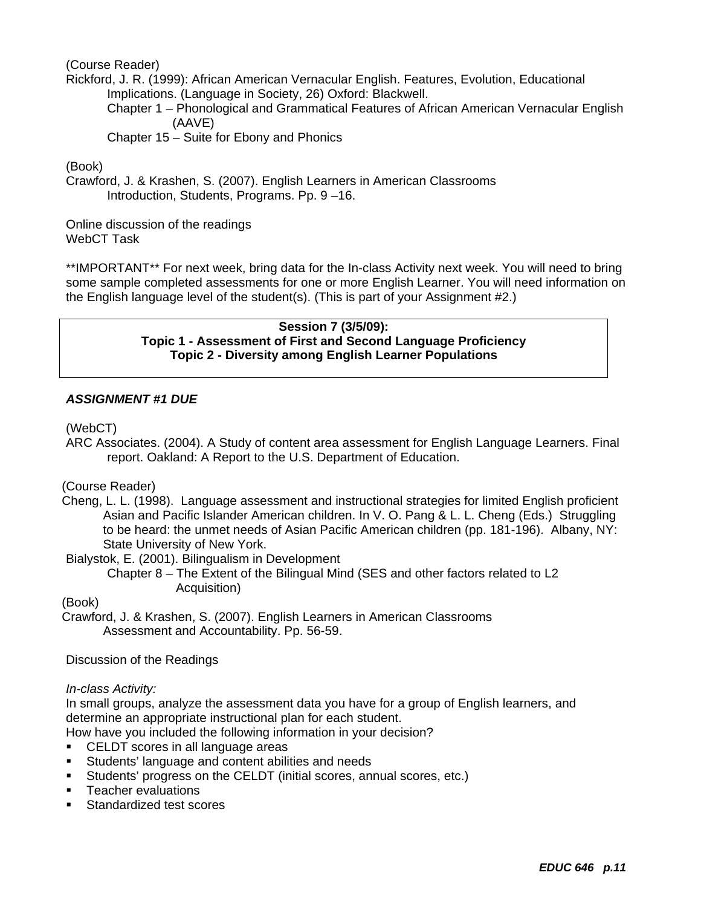(Course Reader)

Rickford, J. R. (1999): African American Vernacular English. Features, Evolution, Educational Implications. (Language in Society, 26) Oxford: Blackwell.

Chapter 1 – Phonological and Grammatical Features of African American Vernacular English (AAVE)

Chapter 15 – Suite for Ebony and Phonics

(Book)

Crawford, J. & Krashen, S. (2007). English Learners in American Classrooms

Introduction, Students, Programs. Pp. 9 –16.

Online discussion of the readings

WebCT Task

**IMPORTANT** For next week, bring data for the In-class Activity next week. You will need to bring some sample completed assessments for one or more English Learner. You will need information on the English language level of the student(s). (This is part of your Assignment #2.)

**Session 7 (3/5/09):**
**Topic 1 - Assessment of First and Second Language Proficiency**
**Topic 2 - Diversity among English Learner Populations**

***ASSIGNMENT #1 DUE***

(WebCT)

ARC Associates. (2004). A Study of content area assessment for English Language Learners. Final report. Oakland: A Report to the U.S. Department of Education.

(Course Reader)

Cheng, L. L. (1998). Language assessment and instructional strategies for limited English proficient Asian and Pacific Islander American children. In V. O. Pang & L. L. Cheng (Eds.) Struggling to be heard: the unmet needs of Asian Pacific American children (pp. 181-196). Albany, NY: State University of New York.

Bialystok, E. (2001). Bilingualism in Development

Chapter 8 – The Extent of the Bilingual Mind (SES and other factors related to L2 Acquisition)

(Book)

Crawford, J. & Krashen, S. (2007). English Learners in American Classrooms

Assessment and Accountability. Pp. 56-59.

Discussion of the Readings

*In-class Activity:*

In small groups, analyze the assessment data you have for a group of English learners, and determine an appropriate instructional plan for each student.

How have you included the following information in your decision?

- CELDT scores in all language areas
- Students' language and content abilities and needs
- Students' progress on the CELDT (initial scores, annual scores, etc.)
- Teacher evaluations
- Standardized test scores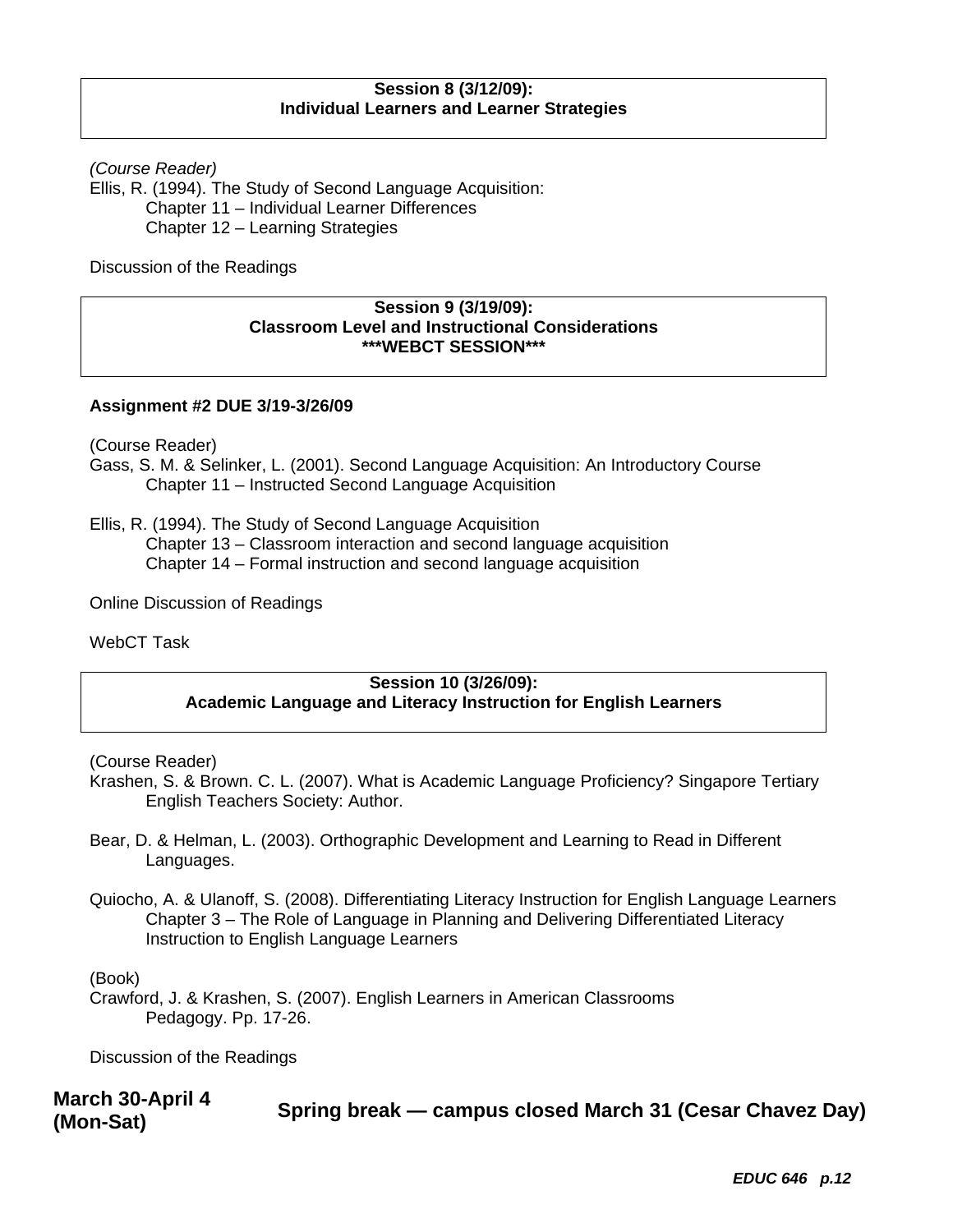**Session 8 (3/12/09):**
**Individual Learners and Learner Strategies**

*(Course Reader)*
Ellis, R. (1994). The Study of Second Language Acquisition:
Chapter 11 – Individual Learner Differences
Chapter 12 – Learning Strategies

Discussion of the Readings

**Session 9 (3/19/09):**
**Classroom Level and Instructional Considerations**
**\*\*\*WEBCT SESSION\*\*\***

**Assignment #2 DUE 3/19-3/26/09**

(Course Reader)
Gass, S. M. & Selinker, L. (2001). Second Language Acquisition: An Introductory Course
Chapter 11 – Instructed Second Language Acquisition

Ellis, R. (1994). The Study of Second Language Acquisition
Chapter 13 – Classroom interaction and second language acquisition
Chapter 14 – Formal instruction and second language acquisition

Online Discussion of Readings

WebCT Task

**Session 10 (3/26/09):**
**Academic Language and Literacy Instruction for English Learners**

(Course Reader)
Krashen, S. & Brown. C. L. (2007). What is Academic Language Proficiency? Singapore Tertiary English Teachers Society: Author.

Bear, D. & Helman, L. (2003). Orthographic Development and Learning to Read in Different Languages.

Quiocho, A. & Ulanoff, S. (2008). Differentiating Literacy Instruction for English Language Learners
Chapter 3 – The Role of Language in Planning and Delivering Differentiated Literacy Instruction to English Language Learners

(Book)
Crawford, J. & Krashen, S. (2007). English Learners in American Classrooms
Pedagogy. Pp. 17-26.

Discussion of the Readings

**March 30-April 4 (Mon-Sat)** **Spring break — campus closed March 31 (Cesar Chavez Day)**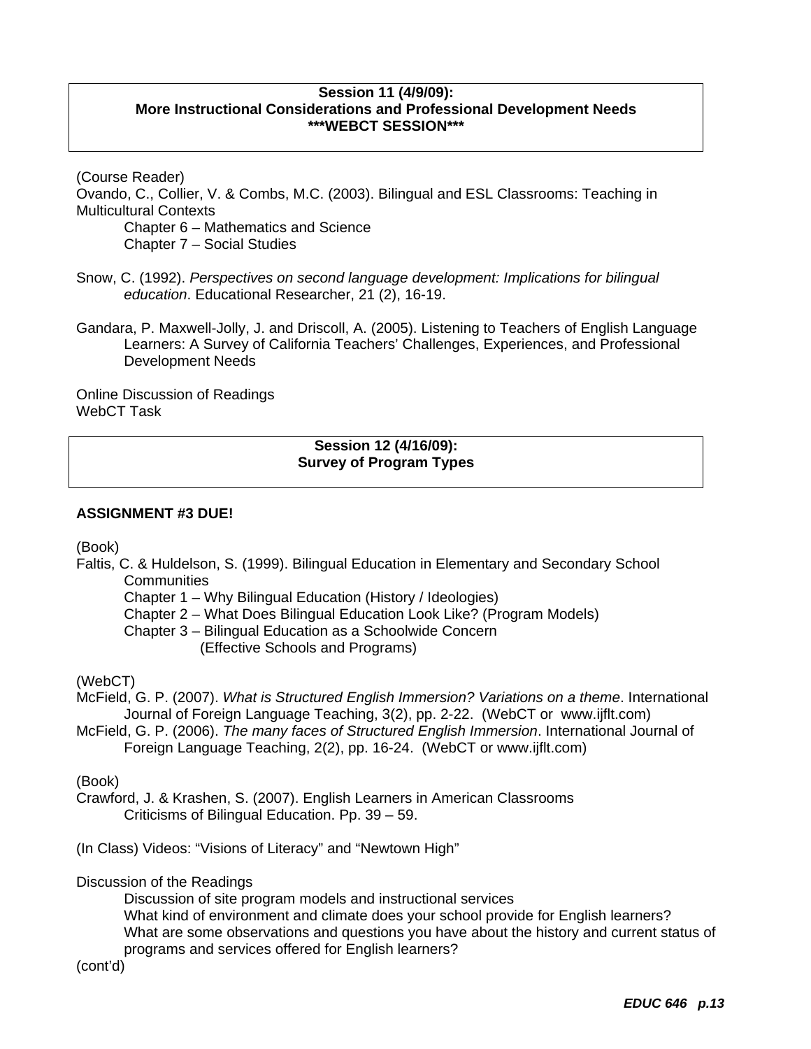**Session 11 (4/9/09):**
**More Instructional Considerations and Professional Development Needs**
**\*\*\*WEBCT SESSION\*\*\***

(Course Reader)
Ovando, C., Collier, V. & Combs, M.C. (2003). Bilingual and ESL Classrooms: Teaching in Multicultural Contexts

Chapter 6 – Mathematics and Science
Chapter 7 – Social Studies

Snow, C. (1992). *Perspectives on second language development: Implications for bilingual education*. Educational Researcher, 21 (2), 16-19.

Gandara, P. Maxwell-Jolly, J. and Driscoll, A. (2005). Listening to Teachers of English Language Learners: A Survey of California Teachers' Challenges, Experiences, and Professional Development Needs

Online Discussion of Readings
WebCT Task

**Session 12 (4/16/09):**
**Survey of Program Types**

**ASSIGNMENT #3 DUE!**

(Book)
Faltis, C. & Huldelson, S. (1999). Bilingual Education in Elementary and Secondary School Communities

Chapter 1 – Why Bilingual Education (History / Ideologies)
Chapter 2 – What Does Bilingual Education Look Like? (Program Models)
Chapter 3 – Bilingual Education as a Schoolwide Concern
(Effective Schools and Programs)

(WebCT)
McField, G. P. (2007). *What is Structured English Immersion? Variations on a theme*. International Journal of Foreign Language Teaching, 3(2), pp. 2-22. (WebCT or www.ijflt.com)
McField, G. P. (2006). *The many faces of Structured English Immersion*. International Journal of Foreign Language Teaching, 2(2), pp. 16-24. (WebCT or www.ijflt.com)

(Book)
Crawford, J. & Krashen, S. (2007). English Learners in American Classrooms
Criticisms of Bilingual Education. Pp. 39 – 59.

(In Class) Videos: "Visions of Literacy" and "Newtown High"

Discussion of the Readings

Discussion of site program models and instructional services
What kind of environment and climate does your school provide for English learners?
What are some observations and questions you have about the history and current status of programs and services offered for English learners?

(cont'd)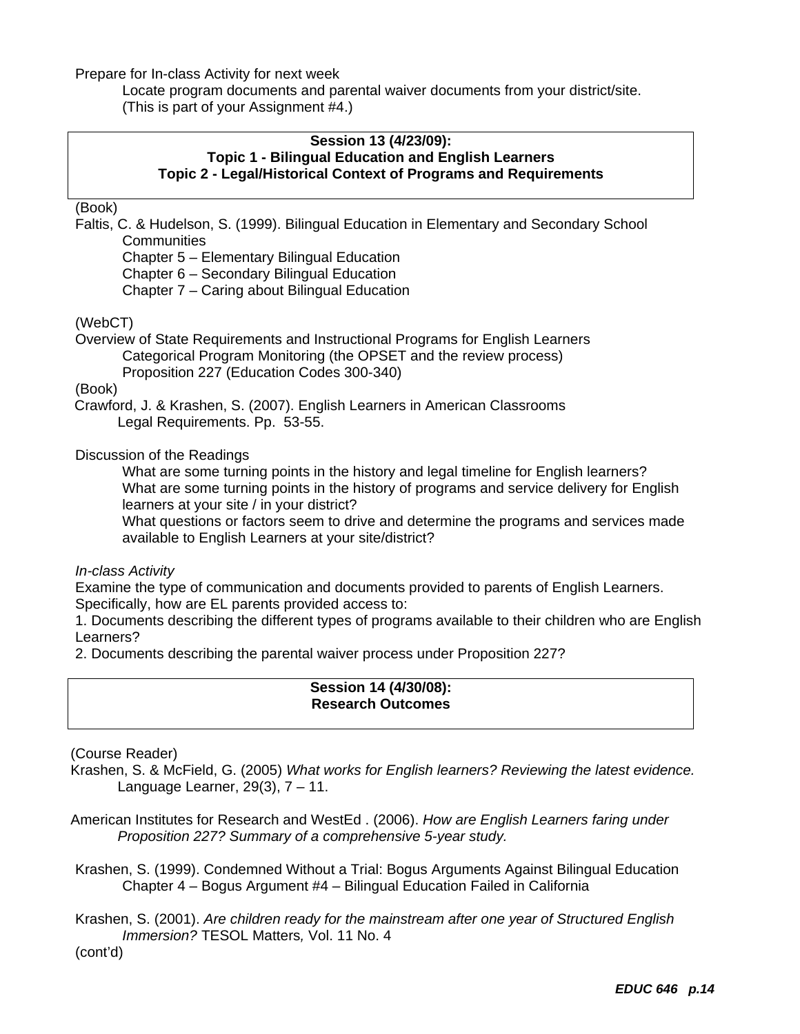Prepare for In-class Activity for next week

Locate program documents and parental waiver documents from your district/site. (This is part of your Assignment #4.)

### Session 13 (4/23/09): Topic 1 - Bilingual Education and English Learners Topic 2 - Legal/Historical Context of Programs and Requirements

(Book)

Faltis, C. & Hudelson, S. (1999). Bilingual Education in Elementary and Secondary School Communities

Chapter 5 – Elementary Bilingual Education
Chapter 6 – Secondary Bilingual Education
Chapter 7 – Caring about Bilingual Education

(WebCT)

Overview of State Requirements and Instructional Programs for English Learners

Categorical Program Monitoring (the OPSET and the review process)
Proposition 227 (Education Codes 300-340)

(Book)

Crawford, J. & Krashen, S. (2007). English Learners in American Classrooms

Legal Requirements. Pp. 53-55.

Discussion of the Readings

What are some turning points in the history and legal timeline for English learners?
What are some turning points in the history of programs and service delivery for English learners at your site / in your district?
What questions or factors seem to drive and determine the programs and services made available to English Learners at your site/district?

*In-class Activity*

Examine the type of communication and documents provided to parents of English Learners. Specifically, how are EL parents provided access to:

1. Documents describing the different types of programs available to their children who are English Learners?
2. Documents describing the parental waiver process under Proposition 227?

### Session 14 (4/30/08): Research Outcomes

(Course Reader)

Krashen, S. & McField, G. (2005) *What works for English learners? Reviewing the latest evidence.* Language Learner, 29(3), 7 – 11.

American Institutes for Research and WestEd . (2006). *How are English Learners faring under Proposition 227? Summary of a comprehensive 5-year study.*

Krashen, S. (1999). Condemned Without a Trial: Bogus Arguments Against Bilingual Education

Chapter 4 – Bogus Argument #4 – Bilingual Education Failed in California

Krashen, S. (2001). *Are children ready for the mainstream after one year of Structured English Immersion?* TESOL Matters*,* Vol. 11 No. 4

(cont'd)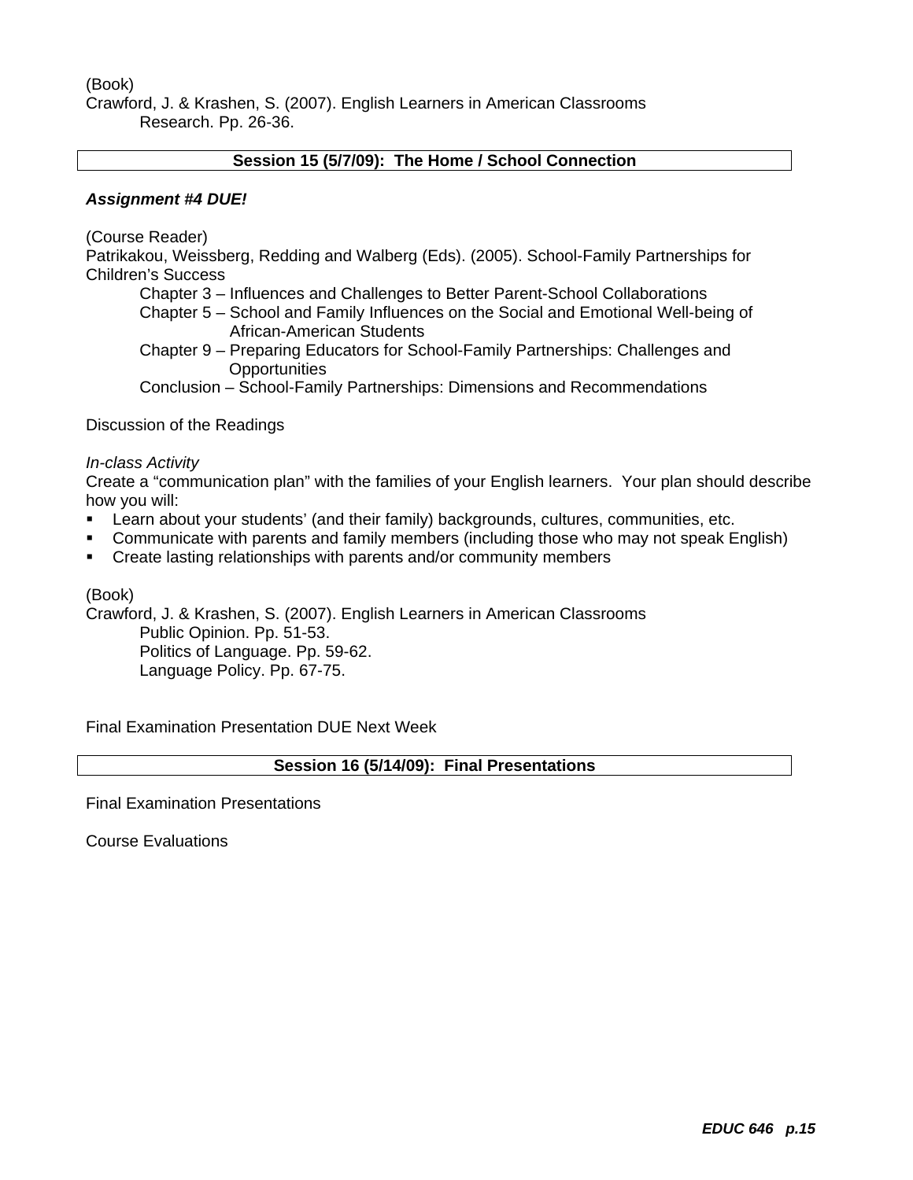(Book)

Crawford, J. & Krashen, S. (2007). English Learners in American Classrooms

Research. Pp. 26-36.

## Session 15 (5/7/09): The Home / School Connection

***Assignment #4 DUE!***

(Course Reader)

Patrikakou, Weissberg, Redding and Walberg (Eds). (2005). School-Family Partnerships for Children's Success

Chapter 3 – Influences and Challenges to Better Parent-School Collaborations

Chapter 5 – School and Family Influences on the Social and Emotional Well-being of African-American Students

Chapter 9 – Preparing Educators for School-Family Partnerships: Challenges and Opportunities

Conclusion – School-Family Partnerships: Dimensions and Recommendations

Discussion of the Readings

*In-class Activity*

Create a "communication plan" with the families of your English learners. Your plan should describe how you will:

- Learn about your students' (and their family) backgrounds, cultures, communities, etc.
- Communicate with parents and family members (including those who may not speak English)
- Create lasting relationships with parents and/or community members

(Book)

Crawford, J. & Krashen, S. (2007). English Learners in American Classrooms

Public Opinion. Pp. 51-53.

Politics of Language. Pp. 59-62.

Language Policy. Pp. 67-75.

Final Examination Presentation DUE Next Week

## Session 16 (5/14/09): Final Presentations

Final Examination Presentations

Course Evaluations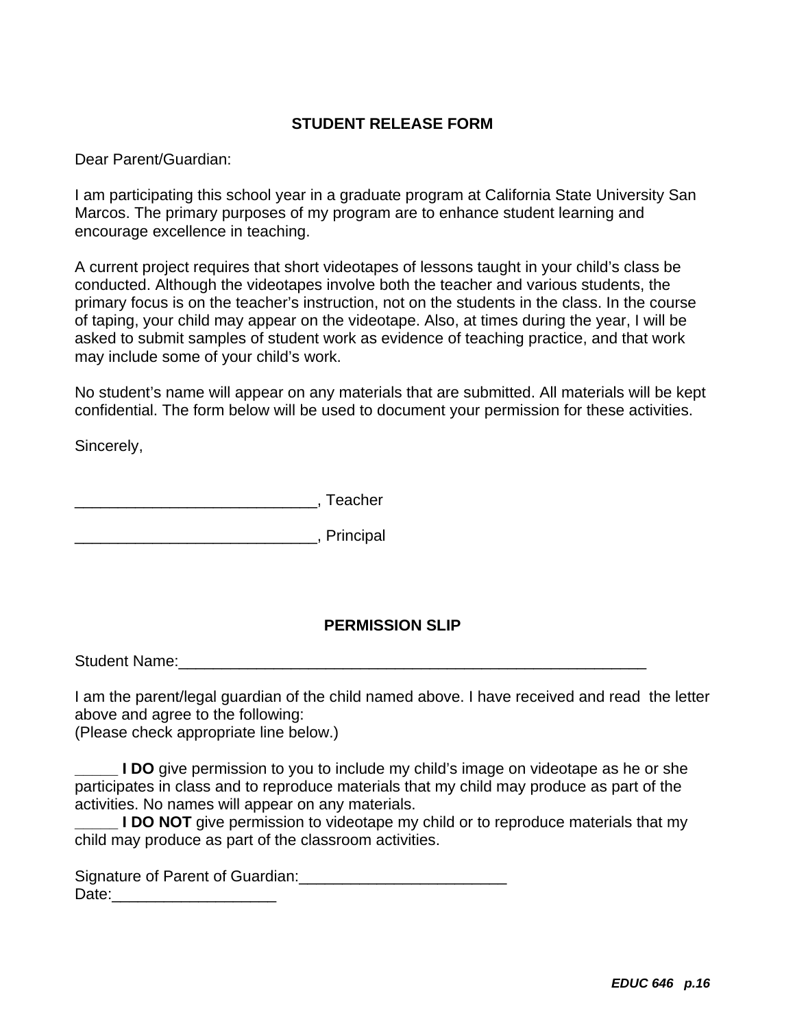## STUDENT RELEASE FORM

Dear Parent/Guardian:

I am participating this school year in a graduate program at California State University San Marcos. The primary purposes of my program are to enhance student learning and encourage excellence in teaching.

A current project requires that short videotapes of lessons taught in your child's class be conducted. Although the videotapes involve both the teacher and various students, the primary focus is on the teacher's instruction, not on the students in the class. In the course of taping, your child may appear on the videotape. Also, at times during the year, I will be asked to submit samples of student work as evidence of teaching practice, and that work may include some of your child's work.

No student's name will appear on any materials that are submitted. All materials will be kept confidential. The form below will be used to document your permission for these activities.

Sincerely,

____________________________, Teacher

____________________________, Principal

## PERMISSION SLIP

Student Name:_______________________________________________________

I am the parent/legal guardian of the child named above. I have received and read the letter above and agree to the following:
(Please check appropriate line below.)

_____ **I DO** give permission to you to include my child's image on videotape as he or she participates in class and to reproduce materials that my child may produce as part of the activities. No names will appear on any materials.
_____ **I DO NOT** give permission to videotape my child or to reproduce materials that my child may produce as part of the classroom activities.

Signature of Parent of Guardian:________________________
Date:___________________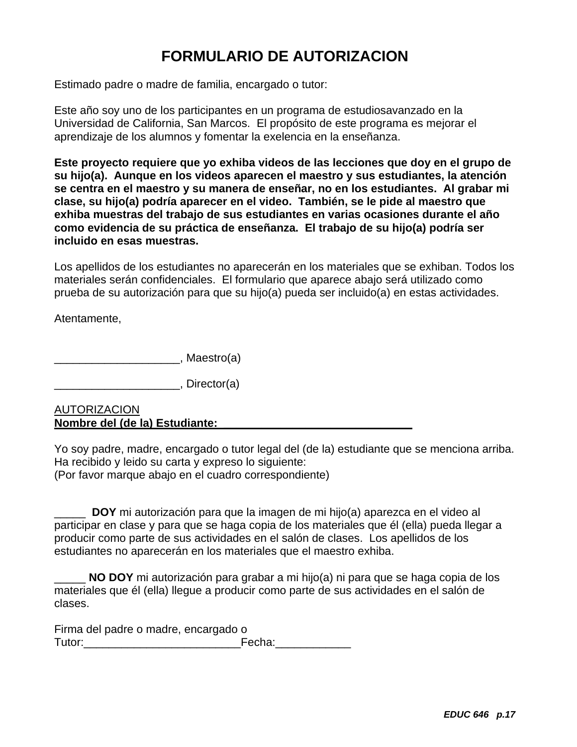# FORMULARIO DE AUTORIZACION

Estimado padre o madre de familia, encargado o tutor:

Este año soy uno de los participantes en un programa de estudiosavanzado en la Universidad de California, San Marcos. El propósito de este programa es mejorar el aprendizaje de los alumnos y fomentar la exelencia en la enseñanza.

**Este proyecto requiere que yo exhiba videos de las lecciones que doy en el grupo de su hijo(a). Aunque en los videos aparecen el maestro y sus estudiantes, la atención se centra en el maestro y su manera de enseñar, no en los estudiantes. Al grabar mi clase, su hijo(a) podría aparecer en el video. También, se le pide al maestro que exhiba muestras del trabajo de sus estudiantes en varias ocasiones durante el año como evidencia de su práctica de enseñanza. El trabajo de su hijo(a) podría ser incluido en esas muestras.**

Los apellidos de los estudiantes no aparecerán en los materiales que se exhiban. Todos los materiales serán confidenciales. El formulario que aparece abajo será utilizado como prueba de su autorización para que su hijo(a) pueda ser incluido(a) en estas actividades.

Atentamente,

____________________, Maestro(a)

____________________, Director(a)

AUTORIZACION
**Nombre del (de la) Estudiante:______________________________**

Yo soy padre, madre, encargado o tutor legal del (de la) estudiante que se menciona arriba. Ha recibido y leido su carta y expreso lo siguiente:
(Por favor marque abajo en el cuadro correspondiente)

_____ **DOY** mi autorización para que la imagen de mi hijo(a) aparezca en el video al participar en clase y para que se haga copia de los materiales que él (ella) pueda llegar a producir como parte de sus actividades en el salón de clases. Los apellidos de los estudiantes no aparecerán en los materiales que el maestro exhiba.

_____ **NO DOY** mi autorización para grabar a mi hijo(a) ni para que se haga copia de los materiales que él (ella) llegue a producir como parte de sus actividades en el salón de clases.

Firma del padre o madre, encargado o Tutor:_________________________Fecha:____________